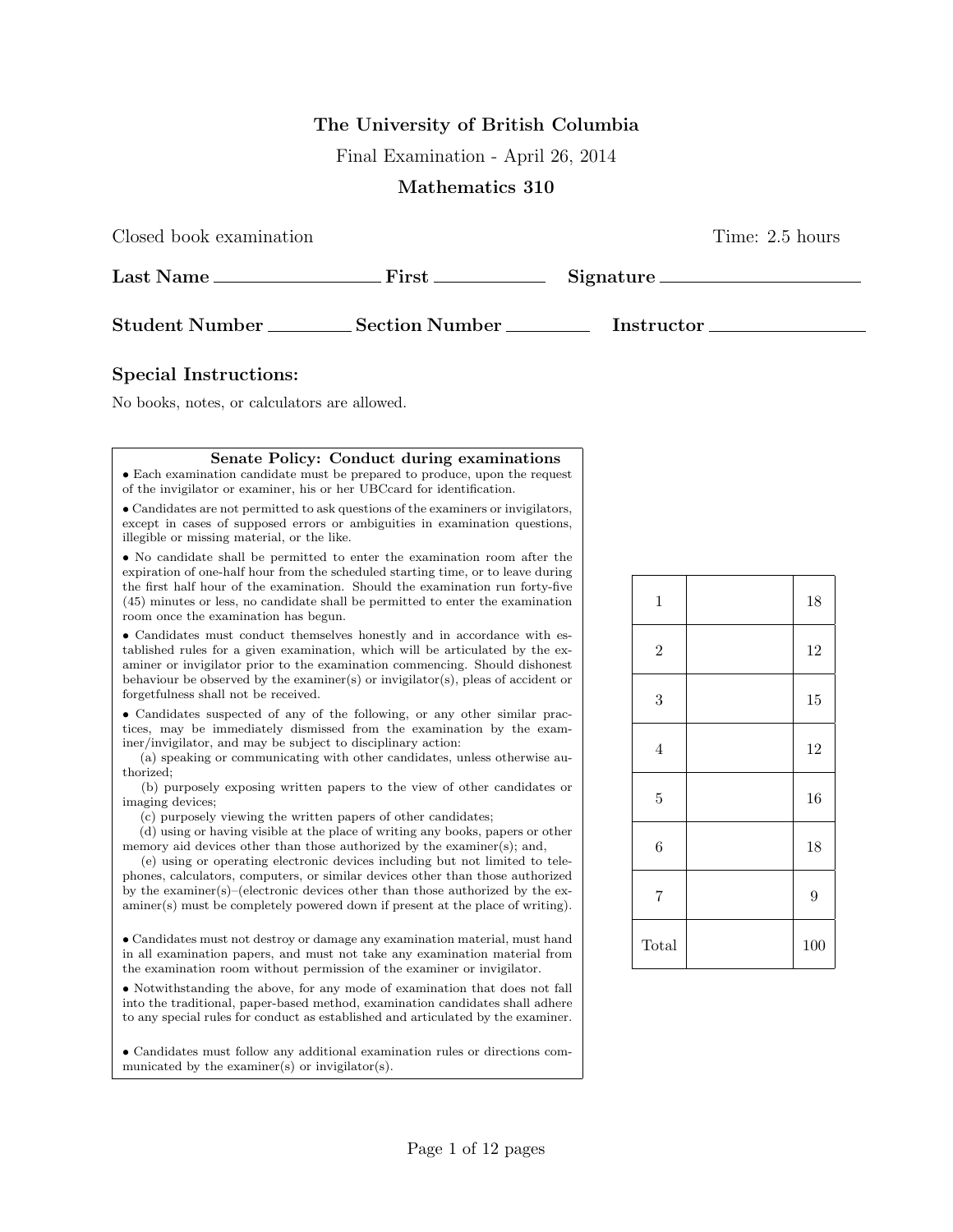**The University of British Columbia**

Final Examination - April 26, 2014

**Mathematics 310**

Closed book examination — Time: 2.5 hours

**Last Name** \_\_\_\_\_\_\_\_\_\_\_\_\_\_\_\_ **First** \_\_\_\_\_\_\_\_\_\_ **Signature** \_\_\_\_\_\_\_\_\_\_\_\_\_\_\_\_

**Student Number** \_\_\_\_\_\_\_\_ **Section Number** \_\_\_\_\_\_\_\_ **Instructor** \_\_\_\_\_\_\_\_\_\_\_\_\_\_

## Special Instructions:

No books, notes, or calculators are allowed.

**Senate Policy: Conduct during examinations**

- Each examination candidate must be prepared to produce, upon the request of the invigilator or examiner, his or her UBCcard for identification.
- Candidates are not permitted to ask questions of the examiners or invigilators, except in cases of supposed errors or ambiguities in examination questions, illegible or missing material, or the like.
- No candidate shall be permitted to enter the examination room after the expiration of one-half hour from the scheduled starting time, or to leave during the first half hour of the examination. Should the examination run forty-five (45) minutes or less, no candidate shall be permitted to enter the examination room once the examination has begun.
- Candidates must conduct themselves honestly and in accordance with established rules for a given examination, which will be articulated by the examiner or invigilator prior to the examination commencing. Should dishonest behaviour be observed by the examiner(s) or invigilator(s), pleas of accident or forgetfulness shall not be received.
- Candidates suspected of any of the following, or any other similar practices, may be immediately dismissed from the examination by the examiner/invigilator, and may be subject to disciplinary action:
  (a) speaking or communicating with other candidates, unless otherwise authorized;
  (b) purposely exposing written papers to the view of other candidates or imaging devices;
  (c) purposely viewing the written papers of other candidates;
  (d) using or having visible at the place of writing any books, papers or other memory aid devices other than those authorized by the examiner(s); and,
  (e) using or operating electronic devices including but not limited to telephones, calculators, computers, or similar devices other than those authorized by the examiner(s)–(electronic devices other than those authorized by the examiner(s) must be completely powered down if present at the place of writing).
- Candidates must not destroy or damage any examination material, must hand in all examination papers, and must not take any examination material from the examination room without permission of the examiner or invigilator.
- Notwithstanding the above, for any mode of examination that does not fall into the traditional, paper-based method, examination candidates shall adhere to any special rules for conduct as established and articulated by the examiner.
- Candidates must follow any additional examination rules or directions communicated by the examiner(s) or invigilator(s).

| | | |
|---|---|---|
| 1 | | 18 |
| 2 | | 12 |
| 3 | | 15 |
| 4 | | 12 |
| 5 | | 16 |
| 6 | | 18 |
| 7 | | 9 |
| Total | | 100 |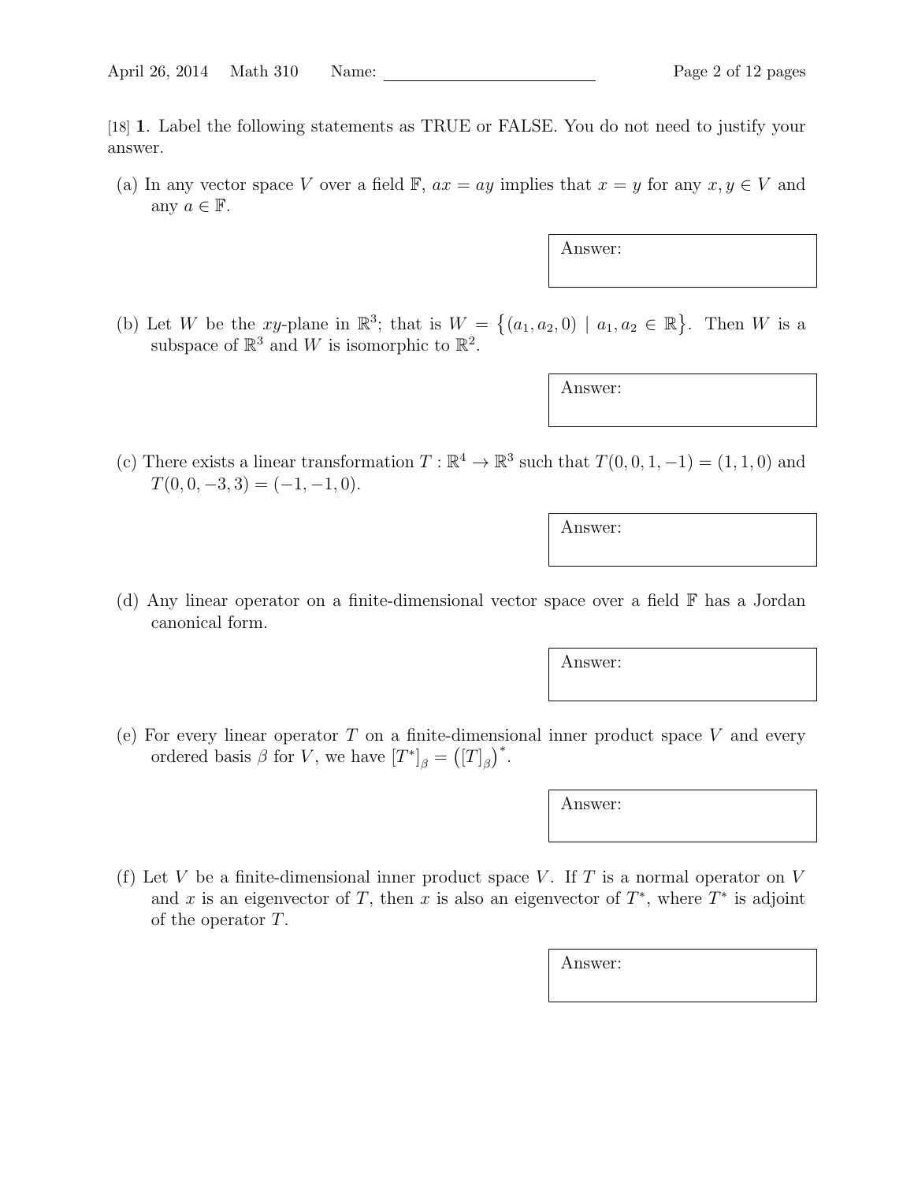[18] **1**. Label the following statements as TRUE or FALSE. You do not need to justify your answer.

(a) In any vector space $V$ over a field $\mathbb{F}$, $ax = ay$ implies that $x = y$ for any $x, y \in V$ and any $a \in \mathbb{F}$.

Answer:

(b) Let $W$ be the $xy$-plane in $\mathbb{R}^3$; that is $W = \{(a_1, a_2, 0) \mid a_1, a_2 \in \mathbb{R}\}$. Then $W$ is a subspace of $\mathbb{R}^3$ and $W$ is isomorphic to $\mathbb{R}^2$.

Answer:

(c) There exists a linear transformation $T : \mathbb{R}^4 \to \mathbb{R}^3$ such that $T(0, 0, 1, -1) = (1, 1, 0)$ and $T(0, 0, -3, 3) = (-1, -1, 0)$.

Answer:

(d) Any linear operator on a finite-dimensional vector space over a field $\mathbb{F}$ has a Jordan canonical form.

Answer:

(e) For every linear operator $T$ on a finite-dimensional inner product space $V$ and every ordered basis $\beta$ for $V$, we have $[T^*]_\beta = \left([T]_\beta\right)^*$.

Answer:

(f) Let $V$ be a finite-dimensional inner product space $V$. If $T$ is a normal operator on $V$ and $x$ is an eigenvector of $T$, then $x$ is also an eigenvector of $T^*$, where $T^*$ is adjoint of the operator $T$.

Answer: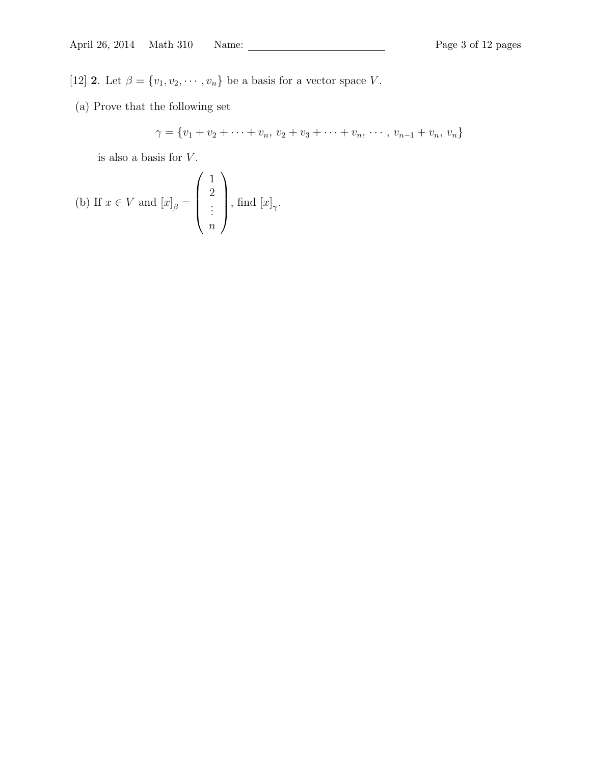[12] **2**. Let $\beta = \{v_1, v_2, \cdots, v_n\}$ be a basis for a vector space $V$.

(a) Prove that the following set

$$\gamma = \{v_1 + v_2 + \cdots + v_n,\ v_2 + v_3 + \cdots + v_n,\ \cdots,\ v_{n-1} + v_n,\ v_n\}$$

is also a basis for $V$.

(b) If $x \in V$ and $[x]_\beta = \begin{pmatrix} 1 \\ 2 \\ \vdots \\ n \end{pmatrix}$, find $[x]_\gamma$.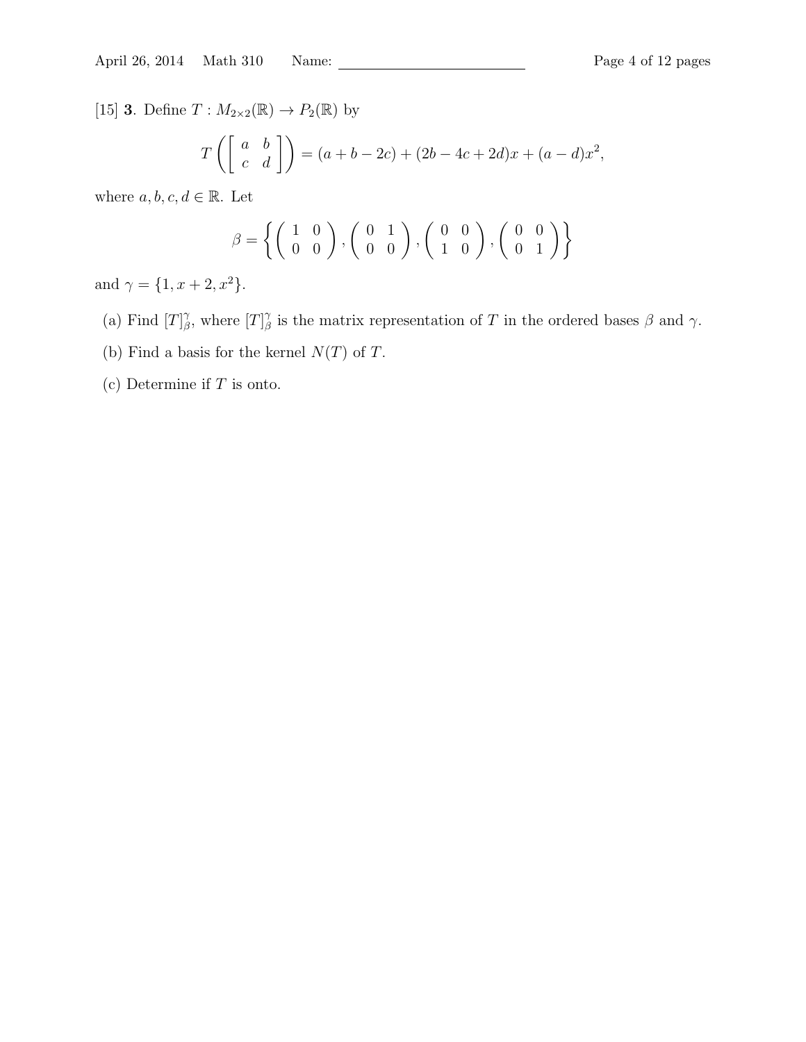[15] **3**. Define $T : M_{2\times 2}(\mathbb{R}) \to P_2(\mathbb{R})$ by

$$T\left(\begin{bmatrix} a & b \\ c & d \end{bmatrix}\right) = (a + b - 2c) + (2b - 4c + 2d)x + (a - d)x^2,$$

where $a, b, c, d \in \mathbb{R}$. Let

$$\beta = \left\{ \begin{pmatrix} 1 & 0 \\ 0 & 0 \end{pmatrix}, \begin{pmatrix} 0 & 1 \\ 0 & 0 \end{pmatrix}, \begin{pmatrix} 0 & 0 \\ 1 & 0 \end{pmatrix}, \begin{pmatrix} 0 & 0 \\ 0 & 1 \end{pmatrix} \right\}$$

and $\gamma = \{1, x + 2, x^2\}$.

(a) Find $[T]_\beta^\gamma$, where $[T]_\beta^\gamma$ is the matrix representation of $T$ in the ordered bases $\beta$ and $\gamma$.

(b) Find a basis for the kernel $N(T)$ of $T$.

(c) Determine if $T$ is onto.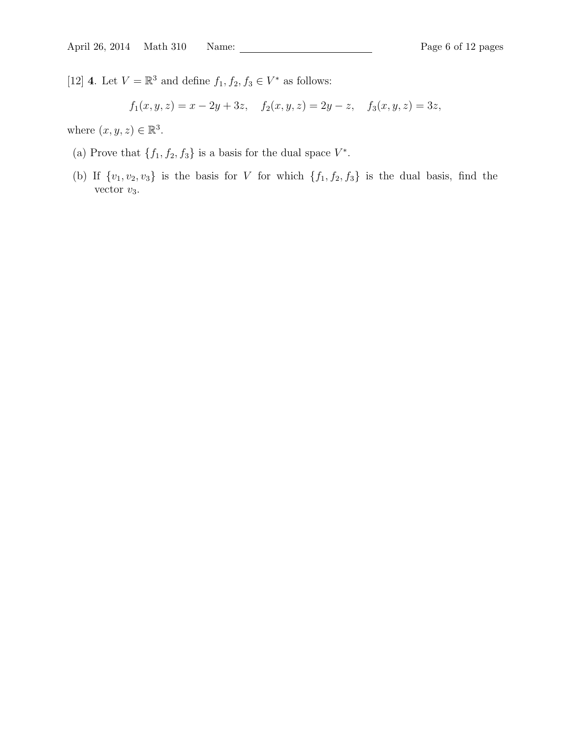[12] **4**. Let $V = \mathbb{R}^3$ and define $f_1, f_2, f_3 \in V^*$ as follows:

$$f_1(x, y, z) = x - 2y + 3z, \quad f_2(x, y, z) = 2y - z, \quad f_3(x, y, z) = 3z,$$

where $(x, y, z) \in \mathbb{R}^3$.

(a) Prove that $\{f_1, f_2, f_3\}$ is a basis for the dual space $V^*$.

(b) If $\{v_1, v_2, v_3\}$ is the basis for $V$ for which $\{f_1, f_2, f_3\}$ is the dual basis, find the vector $v_3$.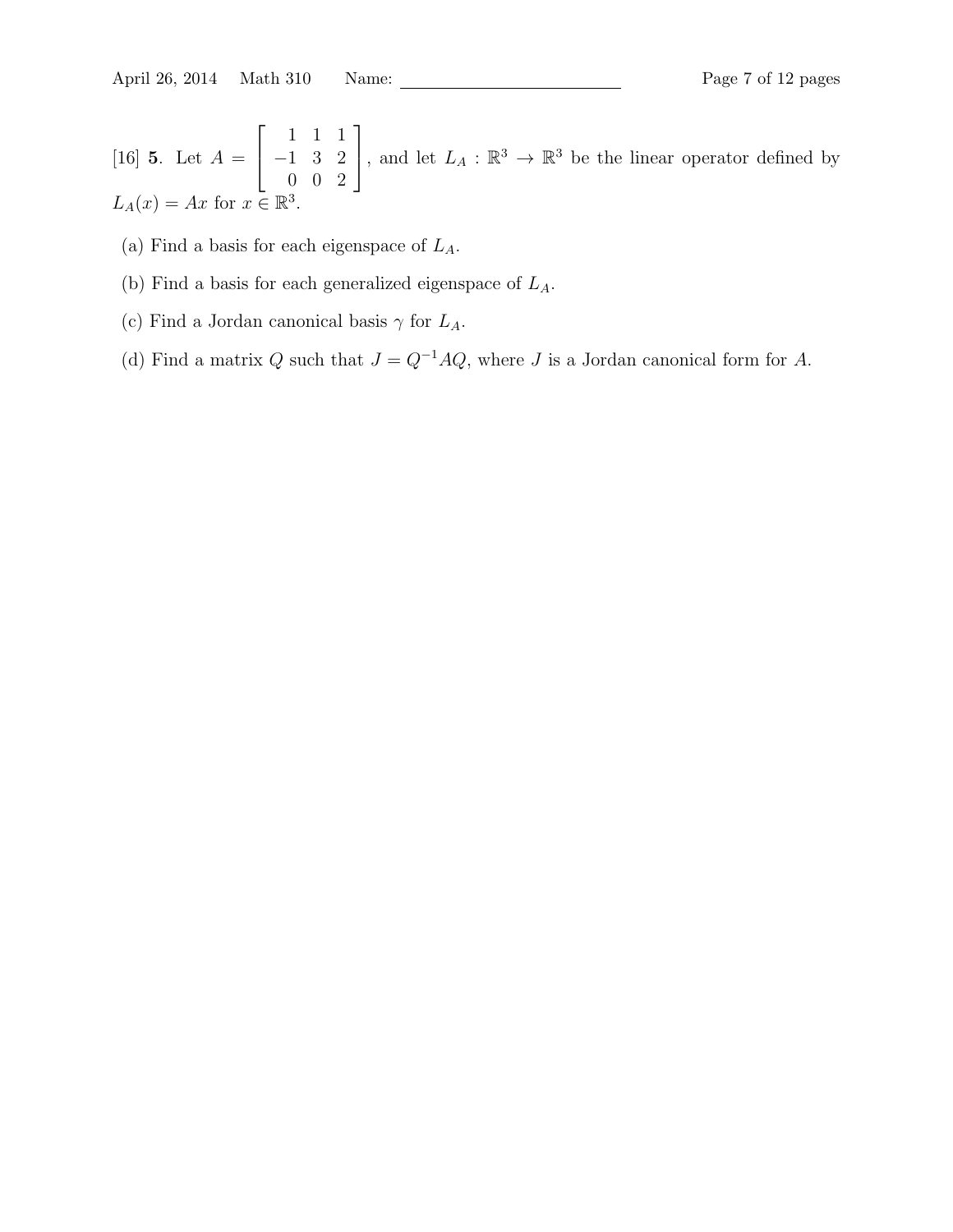[16] **5**. Let $A = \begin{bmatrix} 1 & 1 & 1 \\ -1 & 3 & 2 \\ 0 & 0 & 2 \end{bmatrix}$, and let $L_A : \mathbb{R}^3 \to \mathbb{R}^3$ be the linear operator defined by $L_A(x) = Ax$ for $x \in \mathbb{R}^3$.

(a) Find a basis for each eigenspace of $L_A$.

(b) Find a basis for each generalized eigenspace of $L_A$.

(c) Find a Jordan canonical basis $\gamma$ for $L_A$.

(d) Find a matrix $Q$ such that $J = Q^{-1}AQ$, where $J$ is a Jordan canonical form for $A$.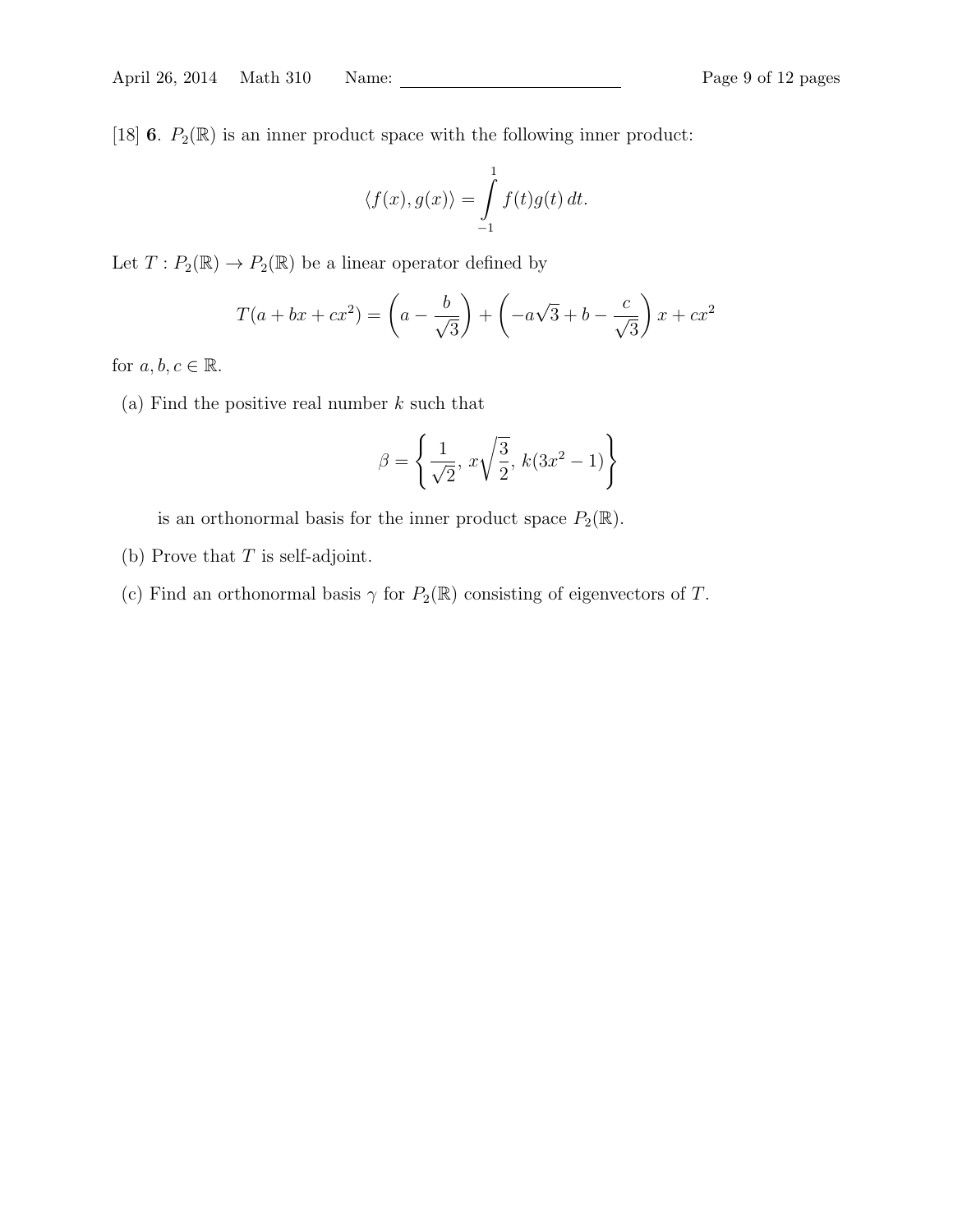[18] **6**. $P_2(\mathbb{R})$ is an inner product space with the following inner product:

$$\langle f(x), g(x) \rangle = \int_{-1}^{1} f(t)g(t)\, dt.$$

Let $T : P_2(\mathbb{R}) \to P_2(\mathbb{R})$ be a linear operator defined by

$$T(a + bx + cx^2) = \left(a - \frac{b}{\sqrt{3}}\right) + \left(-a\sqrt{3} + b - \frac{c}{\sqrt{3}}\right)x + cx^2$$

for $a, b, c \in \mathbb{R}$.

(a) Find the positive real number $k$ such that

$$\beta = \left\{ \frac{1}{\sqrt{2}},\ x\sqrt{\frac{3}{2}},\ k(3x^2 - 1) \right\}$$

is an orthonormal basis for the inner product space $P_2(\mathbb{R})$.

(b) Prove that $T$ is self-adjoint.

(c) Find an orthonormal basis $\gamma$ for $P_2(\mathbb{R})$ consisting of eigenvectors of $T$.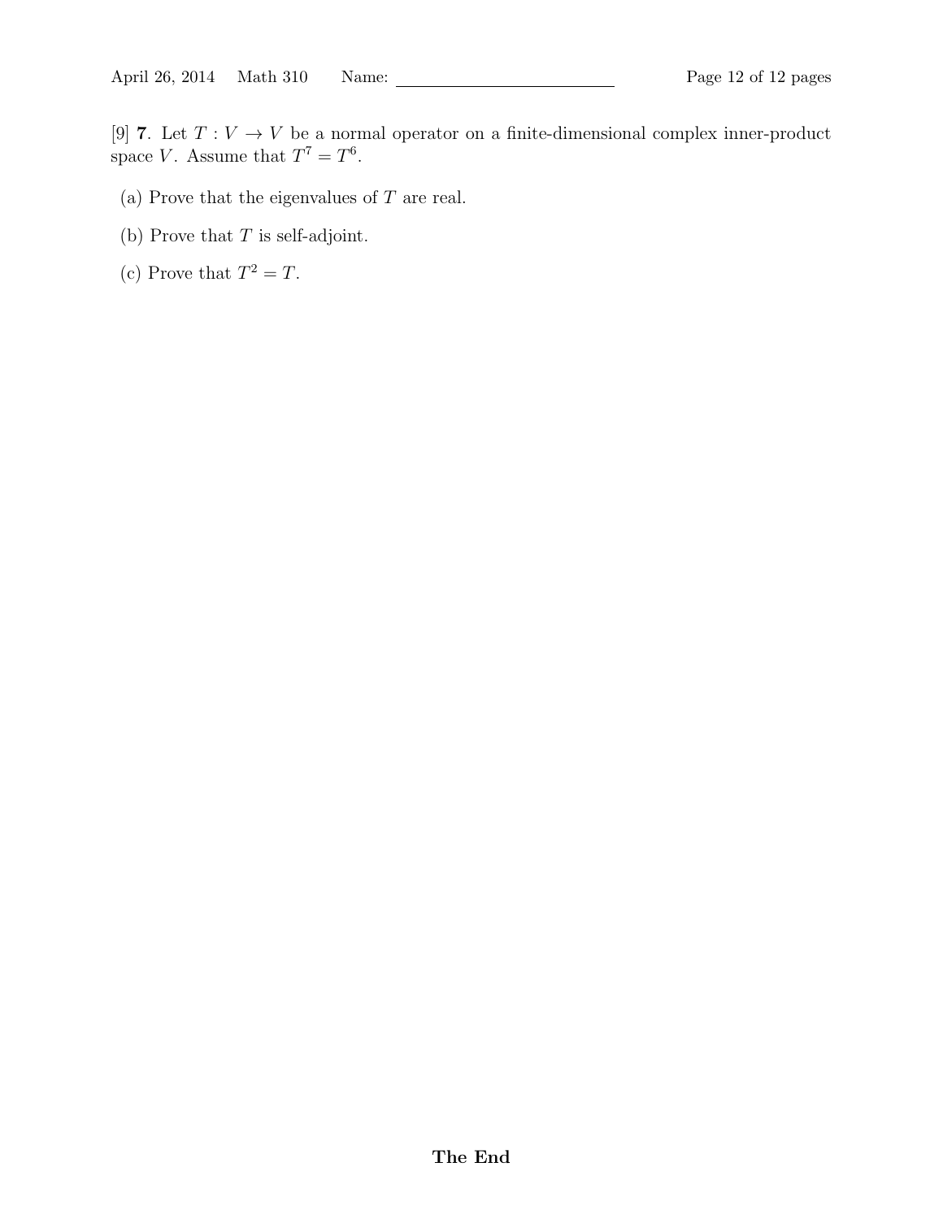[9] **7**. Let $T : V \to V$ be a normal operator on a finite-dimensional complex inner-product space $V$. Assume that $T^7 = T^6$.

(a) Prove that the eigenvalues of $T$ are real.

(b) Prove that $T$ is self-adjoint.

(c) Prove that $T^2 = T$.

**The End**